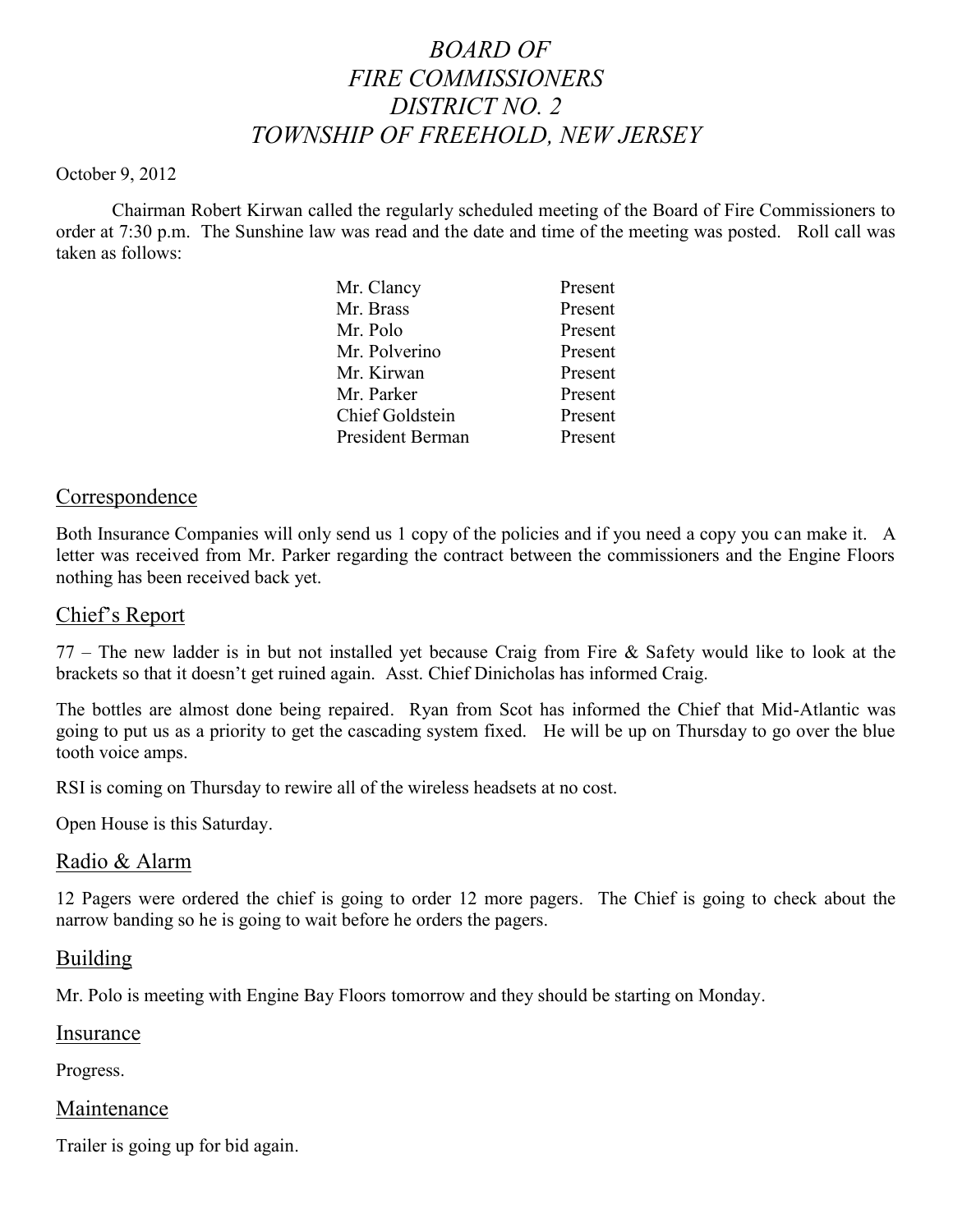# *BOARD OF FIRE COMMISSIONERS DISTRICT NO. 2 TOWNSHIP OF FREEHOLD, NEW JERSEY*

October 9, 2012

Chairman Robert Kirwan called the regularly scheduled meeting of the Board of Fire Commissioners to order at 7:30 p.m. The Sunshine law was read and the date and time of the meeting was posted. Roll call was taken as follows:

| | |
|---|---|
| Mr. Clancy | Present |
| Mr. Brass | Present |
| Mr. Polo | Present |
| Mr. Polverino | Present |
| Mr. Kirwan | Present |
| Mr. Parker | Present |
| Chief Goldstein | Present |
| President Berman | Present |

## Correspondence

Both Insurance Companies will only send us 1 copy of the policies and if you need a copy you can make it. A letter was received from Mr. Parker regarding the contract between the commissioners and the Engine Floors nothing has been received back yet.

## Chief's Report

77 – The new ladder is in but not installed yet because Craig from Fire & Safety would like to look at the brackets so that it doesn't get ruined again. Asst. Chief Dinicholas has informed Craig.

The bottles are almost done being repaired. Ryan from Scot has informed the Chief that Mid-Atlantic was going to put us as a priority to get the cascading system fixed. He will be up on Thursday to go over the blue tooth voice amps.

RSI is coming on Thursday to rewire all of the wireless headsets at no cost.

Open House is this Saturday.

## Radio & Alarm

12 Pagers were ordered the chief is going to order 12 more pagers. The Chief is going to check about the narrow banding so he is going to wait before he orders the pagers.

## Building

Mr. Polo is meeting with Engine Bay Floors tomorrow and they should be starting on Monday.

## Insurance

Progress.

## Maintenance

Trailer is going up for bid again.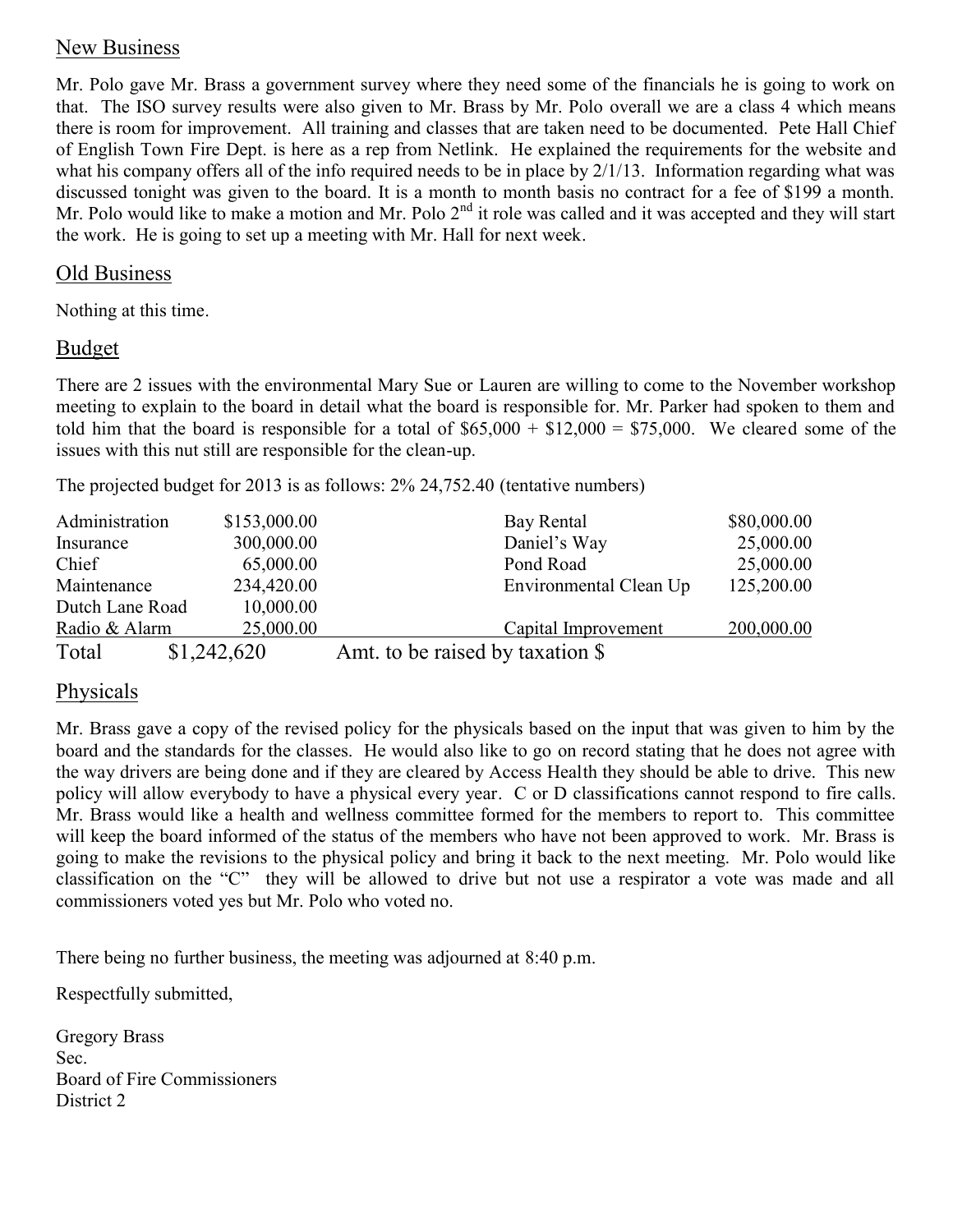## New Business

Mr. Polo gave Mr. Brass a government survey where they need some of the financials he is going to work on that. The ISO survey results were also given to Mr. Brass by Mr. Polo overall we are a class 4 which means there is room for improvement. All training and classes that are taken need to be documented. Pete Hall Chief of English Town Fire Dept. is here as a rep from Netlink. He explained the requirements for the website and what his company offers all of the info required needs to be in place by 2/1/13. Information regarding what was discussed tonight was given to the board. It is a month to month basis no contract for a fee of $199 a month. Mr. Polo would like to make a motion and Mr. Polo 2nd it role was called and it was accepted and they will start the work. He is going to set up a meeting with Mr. Hall for next week.

## Old Business

Nothing at this time.

## Budget

There are 2 issues with the environmental Mary Sue or Lauren are willing to come to the November workshop meeting to explain to the board in detail what the board is responsible for. Mr. Parker had spoken to them and told him that the board is responsible for a total of $65,000 + $12,000 = $75,000. We cleared some of the issues with this nut still are responsible for the clean-up.

The projected budget for 2013 is as follows: 2% 24,752.40 (tentative numbers)

| | | | |
|---|---|---|---|
| Administration | $153,000.00 | Bay Rental | $80,000.00 |
| Insurance | 300,000.00 | Daniel's Way | 25,000.00 |
| Chief | 65,000.00 | Pond Road | 25,000.00 |
| Maintenance | 234,420.00 | Environmental Clean Up | 125,200.00 |
| Dutch Lane Road | 10,000.00 | | |
| Radio & Alarm | 25,000.00 | Capital Improvement | 200,000.00 |
| Total | $1,242,620 | Amt. to be raised by taxation $ | |

## Physicals

Mr. Brass gave a copy of the revised policy for the physicals based on the input that was given to him by the board and the standards for the classes. He would also like to go on record stating that he does not agree with the way drivers are being done and if they are cleared by Access Health they should be able to drive. This new policy will allow everybody to have a physical every year. C or D classifications cannot respond to fire calls. Mr. Brass would like a health and wellness committee formed for the members to report to. This committee will keep the board informed of the status of the members who have not been approved to work. Mr. Brass is going to make the revisions to the physical policy and bring it back to the next meeting. Mr. Polo would like classification on the "C" they will be allowed to drive but not use a respirator a vote was made and all commissioners voted yes but Mr. Polo who voted no.

There being no further business, the meeting was adjourned at 8:40 p.m.

Respectfully submitted,

Gregory Brass  
Sec.  
Board of Fire Commissioners  
District 2